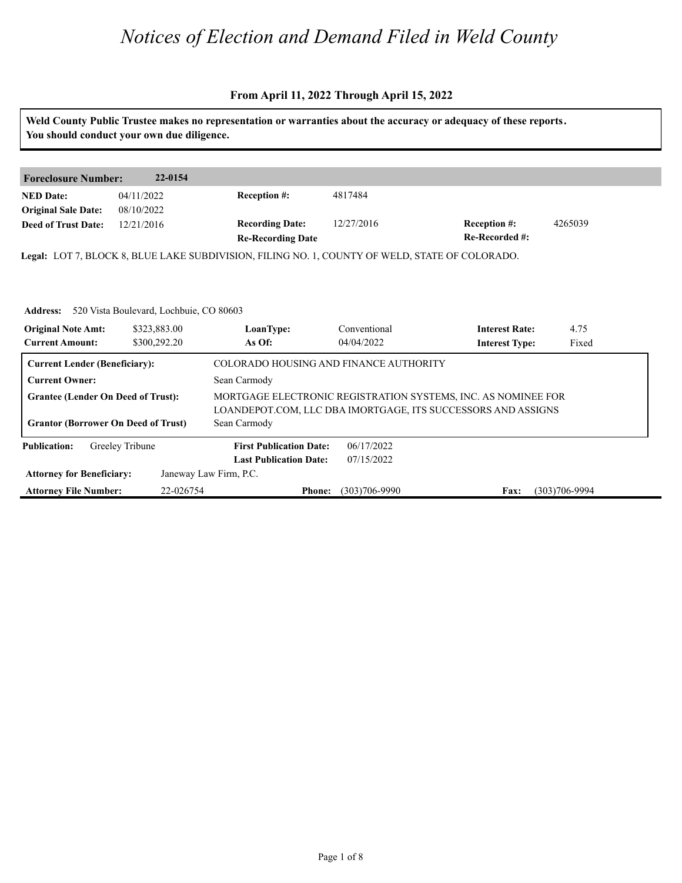# *Notices of Election and Demand Filed in Weld County*

**From April 11, 2022 Through April 15, 2022**

**Weld County Public Trustee makes no representation or warranties about the accuracy or adequacy of these reports. You should conduct your own due diligence.**

| **Foreclosure Number:** | **22-0154** | | | | |
|---|---|---|---|---|---|
| **NED Date:** | 04/11/2022 | **Reception #:** | 4817484 | | |
| **Original Sale Date:** | 08/10/2022 | | | | |
| **Deed of Trust Date:** | 12/21/2016 | **Recording Date:** | 12/27/2016 | **Reception #:** | 4265039 |
| | | **Re-Recording Date** | | **Re-Recorded #:** | |

**Legal:** LOT 7, BLOCK 8, BLUE LAKE SUBDIVISION, FILING NO. 1, COUNTY OF WELD, STATE OF COLORADO.

**Address:** 520 Vista Boulevard, Lochbuie, CO 80603

| **Original Note Amt:** | $323,883.00 | **LoanType:** | Conventional | **Interest Rate:** | 4.75 |
|---|---|---|---|---|---|
| **Current Amount:** | $300,292.20 | **As Of:** | 04/04/2022 | **Interest Type:** | Fixed |

| | |
|---|---|
| **Current Lender (Beneficiary):** | COLORADO HOUSING AND FINANCE AUTHORITY |
| **Current Owner:** | Sean Carmody |
| **Grantee (Lender On Deed of Trust):** | MORTGAGE ELECTRONIC REGISTRATION SYSTEMS, INC. AS NOMINEE FOR LOANDEPOT.COM, LLC DBA IMORTGAGE, ITS SUCCESSORS AND ASSIGNS |
| **Grantor (Borrower On Deed of Trust)** | Sean Carmody |

| **Publication:** | Greeley Tribune | **First Publication Date:** | 06/17/2022 | | |
|---|---|---|---|---|---|
| | | **Last Publication Date:** | 07/15/2022 | | |
| **Attorney for Beneficiary:** | Janeway Law Firm, P.C. | | | | |
| **Attorney File Number:** | 22-026754 | **Phone:** | (303)706-9990 | **Fax:** | (303)706-9994 |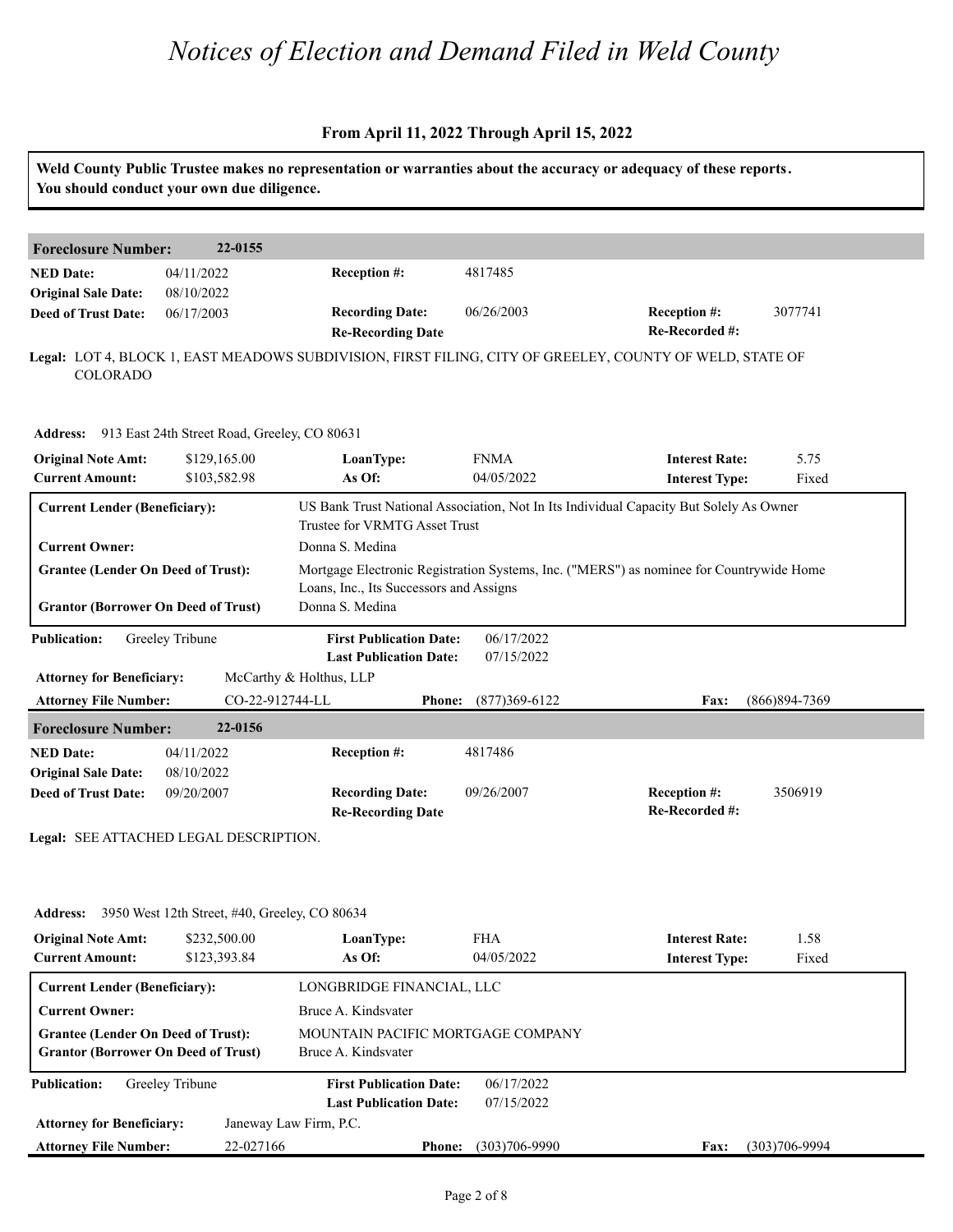# Notices of Election and Demand Filed in Weld County

**From April 11, 2022 Through April 15, 2022**

**Weld County Public Trustee makes no representation or warranties about the accuracy or adequacy of these reports. You should conduct your own due diligence.**

## Foreclosure Number: 22-0155

| | | | | | |
|---|---|---|---|---|---|
| **NED Date:** | 04/11/2022 | **Reception #:** | 4817485 | | |
| **Original Sale Date:** | 08/10/2022 | | | | |
| **Deed of Trust Date:** | 06/17/2003 | **Recording Date:** | 06/26/2003 | **Reception #:** | 3077741 |
| | | **Re-Recording Date** | | **Re-Recorded #:** | |

**Legal:** LOT 4, BLOCK 1, EAST MEADOWS SUBDIVISION, FIRST FILING, CITY OF GREELEY, COUNTY OF WELD, STATE OF COLORADO

**Address:** 913 East 24th Street Road, Greeley, CO 80631

| | | | | | |
|---|---|---|---|---|---|
| **Original Note Amt:** | $129,165.00 | **LoanType:** | FNMA | **Interest Rate:** | 5.75 |
| **Current Amount:** | $103,582.98 | **As Of:** | 04/05/2022 | **Interest Type:** | Fixed |

| | |
|---|---|
| **Current Lender (Beneficiary):** | US Bank Trust National Association, Not In Its Individual Capacity But Solely As Owner Trustee for VRMTG Asset Trust |
| **Current Owner:** | Donna S. Medina |
| **Grantee (Lender On Deed of Trust):** | Mortgage Electronic Registration Systems, Inc. ("MERS") as nominee for Countrywide Home Loans, Inc., Its Successors and Assigns |
| **Grantor (Borrower On Deed of Trust)** | Donna S. Medina |

| | | | | | |
|---|---|---|---|---|---|
| **Publication:** | Greeley Tribune | **First Publication Date:** | 06/17/2022 | | |
| | | **Last Publication Date:** | 07/15/2022 | | |
| **Attorney for Beneficiary:** | McCarthy & Holthus, LLP | | | | |
| **Attorney File Number:** | CO-22-912744-LL | **Phone:** | (877)369-6122 | **Fax:** | (866)894-7369 |

## Foreclosure Number: 22-0156

| | | | | | |
|---|---|---|---|---|---|
| **NED Date:** | 04/11/2022 | **Reception #:** | 4817486 | | |
| **Original Sale Date:** | 08/10/2022 | | | | |
| **Deed of Trust Date:** | 09/20/2007 | **Recording Date:** | 09/26/2007 | **Reception #:** | 3506919 |
| | | **Re-Recording Date** | | **Re-Recorded #:** | |

**Legal:** SEE ATTACHED LEGAL DESCRIPTION.

**Address:** 3950 West 12th Street, #40, Greeley, CO 80634

| | | | | | |
|---|---|---|---|---|---|
| **Original Note Amt:** | $232,500.00 | **LoanType:** | FHA | **Interest Rate:** | 1.58 |
| **Current Amount:** | $123,393.84 | **As Of:** | 04/05/2022 | **Interest Type:** | Fixed |

| | |
|---|---|
| **Current Lender (Beneficiary):** | LONGBRIDGE FINANCIAL, LLC |
| **Current Owner:** | Bruce A. Kindsvater |
| **Grantee (Lender On Deed of Trust):** | MOUNTAIN PACIFIC MORTGAGE COMPANY |
| **Grantor (Borrower On Deed of Trust)** | Bruce A. Kindsvater |

| | | | | | |
|---|---|---|---|---|---|
| **Publication:** | Greeley Tribune | **First Publication Date:** | 06/17/2022 | | |
| | | **Last Publication Date:** | 07/15/2022 | | |
| **Attorney for Beneficiary:** | Janeway Law Firm, P.C. | | | | |
| **Attorney File Number:** | 22-027166 | **Phone:** | (303)706-9990 | **Fax:** | (303)706-9994 |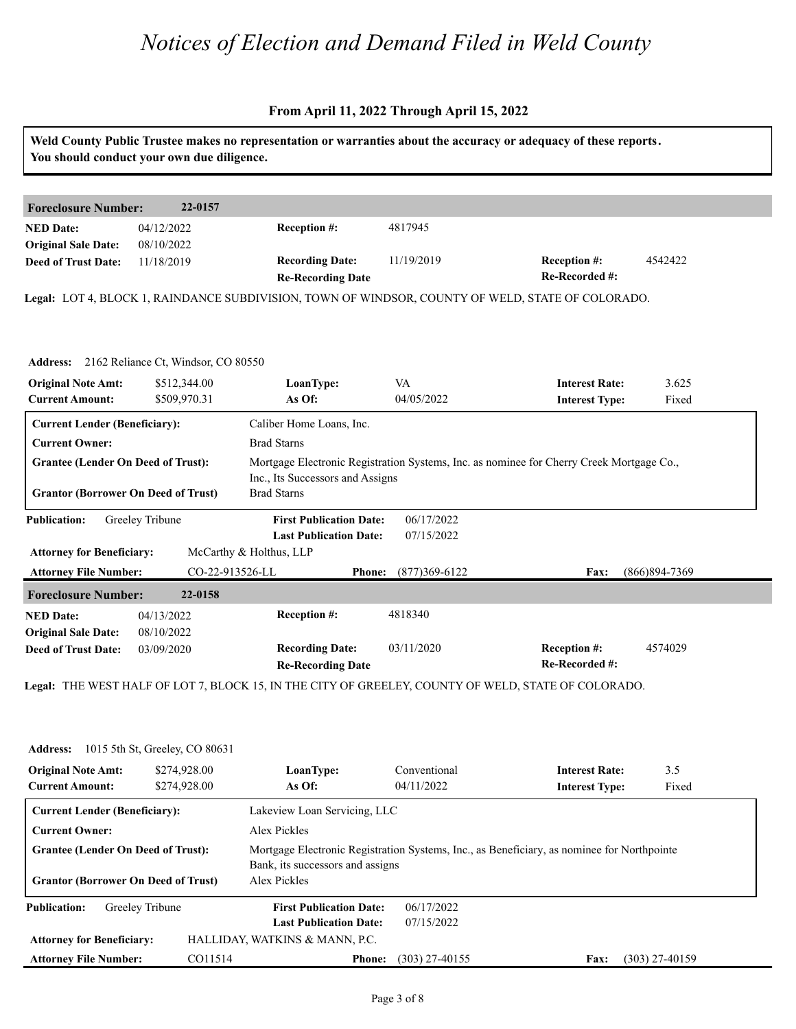# *Notices of Election and Demand Filed in Weld County*

**From April 11, 2022 Through April 15, 2022**

**Weld County Public Trustee makes no representation or warranties about the accuracy or adequacy of these reports. You should conduct your own due diligence.**

---

## Foreclosure Number: 22-0157

| | | | | | |
|---|---|---|---|---|---|
| **NED Date:** | 04/12/2022 | **Reception #:** | 4817945 | | |
| **Original Sale Date:** | 08/10/2022 | | | | |
| **Deed of Trust Date:** | 11/18/2019 | **Recording Date:** | 11/19/2019 | **Reception #:** | 4542422 |
| | | **Re-Recording Date** | | **Re-Recorded #:** | |

**Legal:** LOT 4, BLOCK 1, RAINDANCE SUBDIVISION, TOWN OF WINDSOR, COUNTY OF WELD, STATE OF COLORADO.

**Address:** 2162 Reliance Ct, Windsor, CO 80550

| | | | | | |
|---|---|---|---|---|---|
| **Original Note Amt:** | $512,344.00 | **LoanType:** | VA | **Interest Rate:** | 3.625 |
| **Current Amount:** | $509,970.31 | **As Of:** | 04/05/2022 | **Interest Type:** | Fixed |

| | |
|---|---|
| **Current Lender (Beneficiary):** | Caliber Home Loans, Inc. |
| **Current Owner:** | Brad Starns |
| **Grantee (Lender On Deed of Trust):** | Mortgage Electronic Registration Systems, Inc. as nominee for Cherry Creek Mortgage Co., Inc., Its Successors and Assigns |
| **Grantor (Borrower On Deed of Trust)** | Brad Starns |

| | | | | | |
|---|---|---|---|---|---|
| **Publication:** | Greeley Tribune | **First Publication Date:** | 06/17/2022 | | |
| | | **Last Publication Date:** | 07/15/2022 | | |
| **Attorney for Beneficiary:** | McCarthy & Holthus, LLP | | | | |
| **Attorney File Number:** | CO-22-913526-LL | **Phone:** | (877)369-6122 | **Fax:** | (866)894-7369 |

---

## Foreclosure Number: 22-0158

| | | | | | |
|---|---|---|---|---|---|
| **NED Date:** | 04/13/2022 | **Reception #:** | 4818340 | | |
| **Original Sale Date:** | 08/10/2022 | | | | |
| **Deed of Trust Date:** | 03/09/2020 | **Recording Date:** | 03/11/2020 | **Reception #:** | 4574029 |
| | | **Re-Recording Date** | | **Re-Recorded #:** | |

**Legal:** THE WEST HALF OF LOT 7, BLOCK 15, IN THE CITY OF GREELEY, COUNTY OF WELD, STATE OF COLORADO.

**Address:** 1015 5th St, Greeley, CO 80631

| | | | | | |
|---|---|---|---|---|---|
| **Original Note Amt:** | $274,928.00 | **LoanType:** | Conventional | **Interest Rate:** | 3.5 |
| **Current Amount:** | $274,928.00 | **As Of:** | 04/11/2022 | **Interest Type:** | Fixed |

| | |
|---|---|
| **Current Lender (Beneficiary):** | Lakeview Loan Servicing, LLC |
| **Current Owner:** | Alex Pickles |
| **Grantee (Lender On Deed of Trust):** | Mortgage Electronic Registration Systems, Inc., as Beneficiary, as nominee for Northpointe Bank, its successors and assigns |
| **Grantor (Borrower On Deed of Trust)** | Alex Pickles |

| | | | | | |
|---|---|---|---|---|---|
| **Publication:** | Greeley Tribune | **First Publication Date:** | 06/17/2022 | | |
| | | **Last Publication Date:** | 07/15/2022 | | |
| **Attorney for Beneficiary:** | HALLIDAY, WATKINS & MANN, P.C. | | | | |
| **Attorney File Number:** | CO11514 | **Phone:** | (303) 27-40155 | **Fax:** | (303) 27-40159 |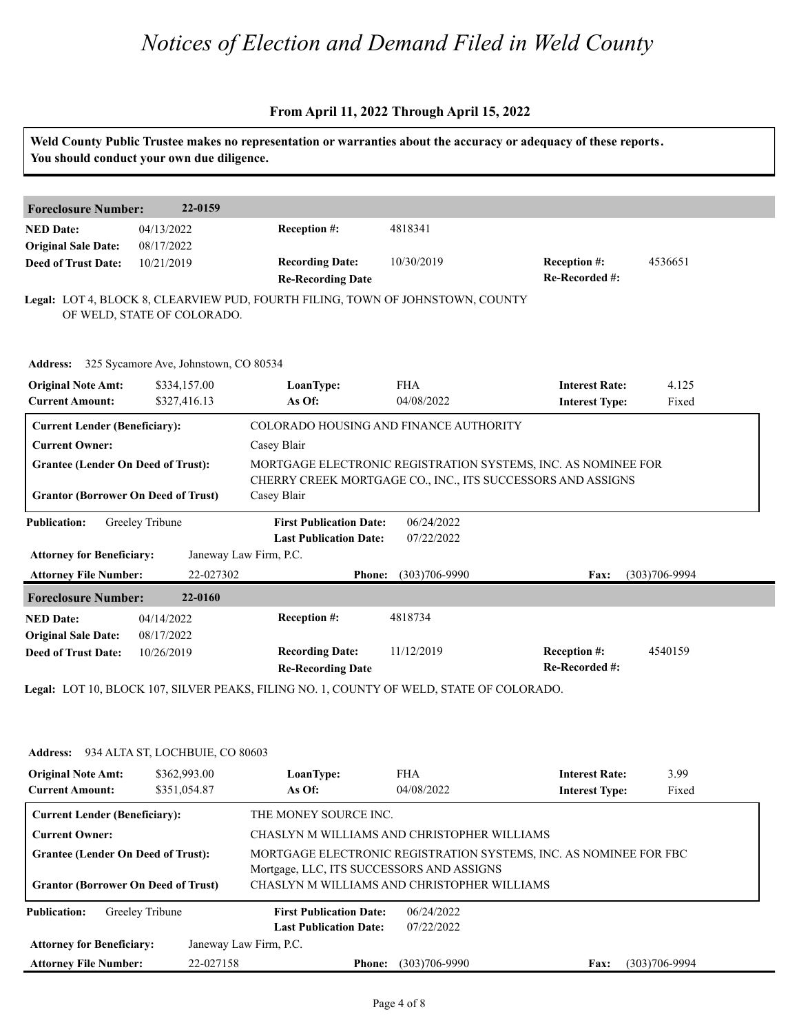# Notices of Election and Demand Filed in Weld County

**From April 11, 2022 Through April 15, 2022**

**Weld County Public Trustee makes no representation or warranties about the accuracy or adequacy of these reports. You should conduct your own due diligence.**

## Foreclosure Number: 22-0159

| | | | | | |
|---|---|---|---|---|---|
| **NED Date:** | 04/13/2022 | **Reception #:** | 4818341 | | |
| **Original Sale Date:** | 08/17/2022 | | | | |
| **Deed of Trust Date:** | 10/21/2019 | **Recording Date:** | 10/30/2019 | **Reception #:** | 4536651 |
| | | **Re-Recording Date** | | **Re-Recorded #:** | |

**Legal:** LOT 4, BLOCK 8, CLEARVIEW PUD, FOURTH FILING, TOWN OF JOHNSTOWN, COUNTY OF WELD, STATE OF COLORADO.

**Address:** 325 Sycamore Ave, Johnstown, CO 80534

| | | | | | |
|---|---|---|---|---|---|
| **Original Note Amt:** | $334,157.00 | **LoanType:** | FHA | **Interest Rate:** | 4.125 |
| **Current Amount:** | $327,416.13 | **As Of:** | 04/08/2022 | **Interest Type:** | Fixed |

| | |
|---|---|
| **Current Lender (Beneficiary):** | COLORADO HOUSING AND FINANCE AUTHORITY |
| **Current Owner:** | Casey Blair |
| **Grantee (Lender On Deed of Trust):** | MORTGAGE ELECTRONIC REGISTRATION SYSTEMS, INC. AS NOMINEE FOR CHERRY CREEK MORTGAGE CO., INC., ITS SUCCESSORS AND ASSIGNS |
| **Grantor (Borrower On Deed of Trust)** | Casey Blair |

| | | | | | |
|---|---|---|---|---|---|
| **Publication:** | Greeley Tribune | **First Publication Date:** | 06/24/2022 | | |
| | | **Last Publication Date:** | 07/22/2022 | | |
| **Attorney for Beneficiary:** | Janeway Law Firm, P.C. | | | | |
| **Attorney File Number:** | 22-027302 | **Phone:** | (303)706-9990 | **Fax:** | (303)706-9994 |

## Foreclosure Number: 22-0160

| | | | | | |
|---|---|---|---|---|---|
| **NED Date:** | 04/14/2022 | **Reception #:** | 4818734 | | |
| **Original Sale Date:** | 08/17/2022 | | | | |
| **Deed of Trust Date:** | 10/26/2019 | **Recording Date:** | 11/12/2019 | **Reception #:** | 4540159 |
| | | **Re-Recording Date** | | **Re-Recorded #:** | |

**Legal:** LOT 10, BLOCK 107, SILVER PEAKS, FILING NO. 1, COUNTY OF WELD, STATE OF COLORADO.

**Address:** 934 ALTA ST, LOCHBUIE, CO 80603

| | | | | | |
|---|---|---|---|---|---|
| **Original Note Amt:** | $362,993.00 | **LoanType:** | FHA | **Interest Rate:** | 3.99 |
| **Current Amount:** | $351,054.87 | **As Of:** | 04/08/2022 | **Interest Type:** | Fixed |

| | |
|---|---|
| **Current Lender (Beneficiary):** | THE MONEY SOURCE INC. |
| **Current Owner:** | CHASLYN M WILLIAMS AND CHRISTOPHER WILLIAMS |
| **Grantee (Lender On Deed of Trust):** | MORTGAGE ELECTRONIC REGISTRATION SYSTEMS, INC. AS NOMINEE FOR FBC Mortgage, LLC, ITS SUCCESSORS AND ASSIGNS |
| **Grantor (Borrower On Deed of Trust)** | CHASLYN M WILLIAMS AND CHRISTOPHER WILLIAMS |

| | | | | | |
|---|---|---|---|---|---|
| **Publication:** | Greeley Tribune | **First Publication Date:** | 06/24/2022 | | |
| | | **Last Publication Date:** | 07/22/2022 | | |
| **Attorney for Beneficiary:** | Janeway Law Firm, P.C. | | | | |
| **Attorney File Number:** | 22-027158 | **Phone:** | (303)706-9990 | **Fax:** | (303)706-9994 |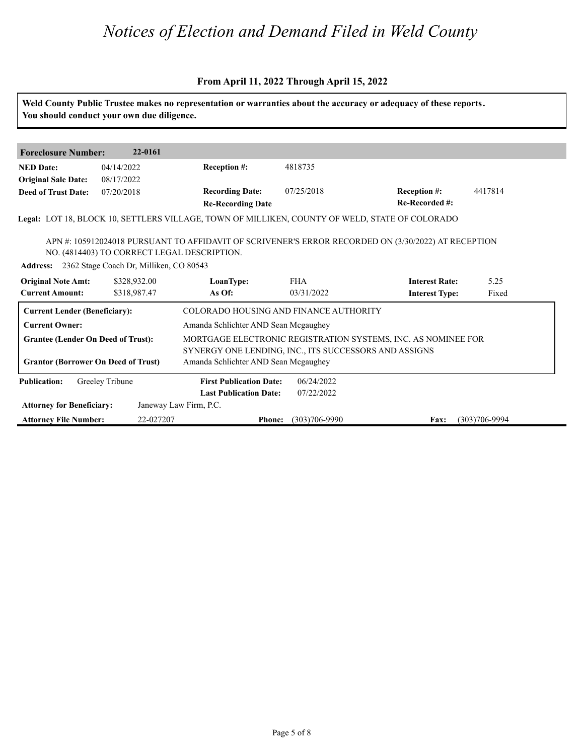# *Notices of Election and Demand Filed in Weld County*

**From April 11, 2022 Through April 15, 2022**

**Weld County Public Trustee makes no representation or warranties about the accuracy or adequacy of these reports. You should conduct your own due diligence.**

| **Foreclosure Number:** | **22-0161** | | | | |
|---|---|---|---|---|---|
| **NED Date:** | 04/14/2022 | **Reception #:** | 4818735 | | |
| **Original Sale Date:** | 08/17/2022 | | | | |
| **Deed of Trust Date:** | 07/20/2018 | **Recording Date:** | 07/25/2018 | **Reception #:** | 4417814 |
| | | **Re-Recording Date** | | **Re-Recorded #:** | |

**Legal:** LOT 18, BLOCK 10, SETTLERS VILLAGE, TOWN OF MILLIKEN, COUNTY OF WELD, STATE OF COLORADO

APN #: 105912024018 PURSUANT TO AFFIDAVIT OF SCRIVENER'S ERROR RECORDED ON (3/30/2022) AT RECEPTION NO. (4814403) TO CORRECT LEGAL DESCRIPTION.

**Address:** 2362 Stage Coach Dr, Milliken, CO 80543

| | | | | | |
|---|---|---|---|---|---|
| **Original Note Amt:** | $328,932.00 | **LoanType:** | FHA | **Interest Rate:** | 5.25 |
| **Current Amount:** | $318,987.47 | **As Of:** | 03/31/2022 | **Interest Type:** | Fixed |

| | |
|---|---|
| **Current Lender (Beneficiary):** | COLORADO HOUSING AND FINANCE AUTHORITY |
| **Current Owner:** | Amanda Schlichter AND Sean Mcgaughey |
| **Grantee (Lender On Deed of Trust):** | MORTGAGE ELECTRONIC REGISTRATION SYSTEMS, INC. AS NOMINEE FOR SYNERGY ONE LENDING, INC., ITS SUCCESSORS AND ASSIGNS |
| **Grantor (Borrower On Deed of Trust)** | Amanda Schlichter AND Sean Mcgaughey |

| | | | | | |
|---|---|---|---|---|---|
| **Publication:** | Greeley Tribune | **First Publication Date:** | 06/24/2022 | | |
| | | **Last Publication Date:** | 07/22/2022 | | |
| **Attorney for Beneficiary:** | Janeway Law Firm, P.C. | | | | |
| **Attorney File Number:** | 22-027207 | **Phone:** | (303)706-9990 | **Fax:** | (303)706-9994 |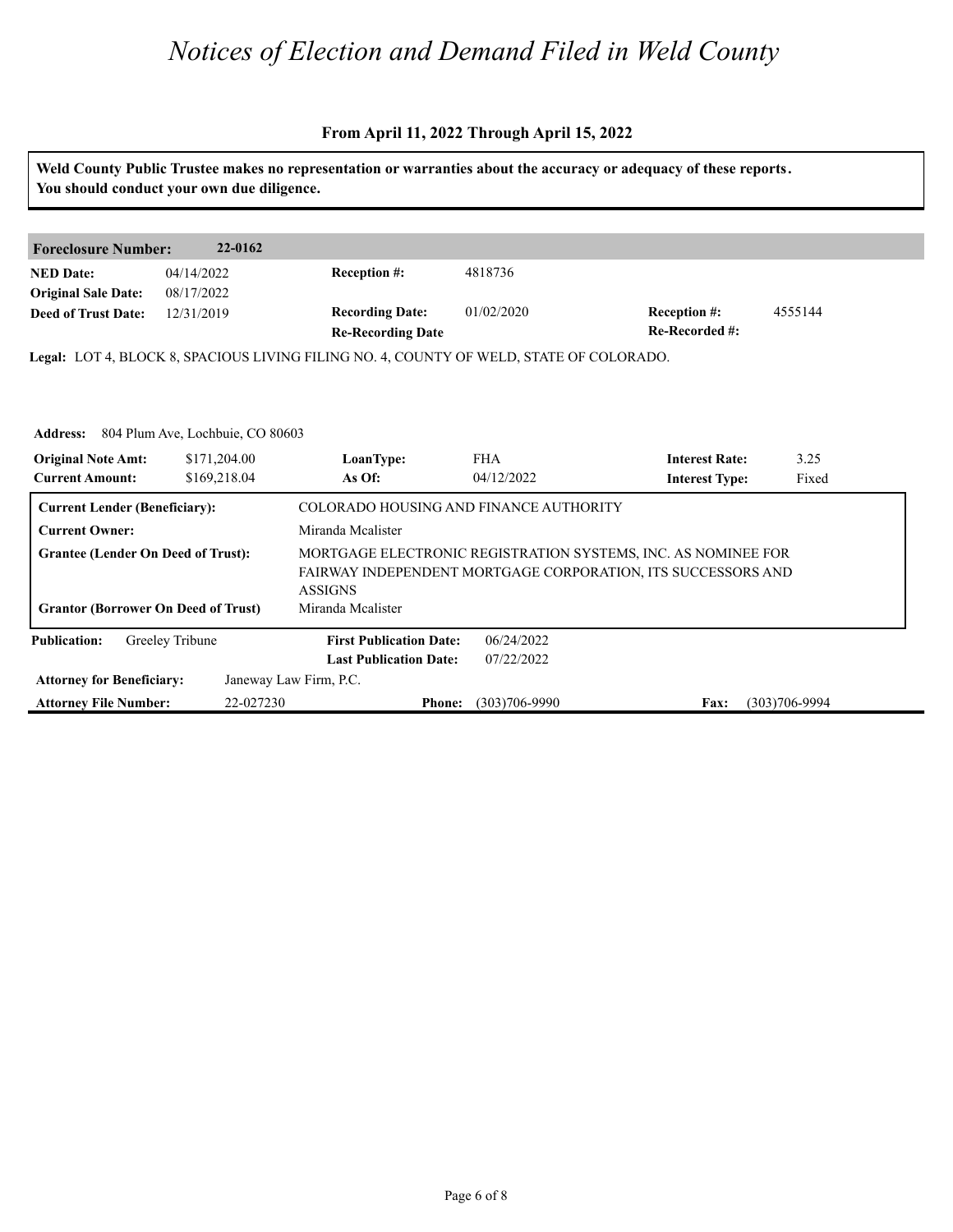# *Notices of Election and Demand Filed in Weld County*

**From April 11, 2022 Through April 15, 2022**

**Weld County Public Trustee makes no representation or warranties about the accuracy or adequacy of these reports. You should conduct your own due diligence.**

| **Foreclosure Number:** | **22-0162** | | | | |
|---|---|---|---|---|---|
| **NED Date:** | 04/14/2022 | **Reception #:** | 4818736 | | |
| **Original Sale Date:** | 08/17/2022 | | | | |
| **Deed of Trust Date:** | 12/31/2019 | **Recording Date:** | 01/02/2020 | **Reception #:** | 4555144 |
| | | **Re-Recording Date** | | **Re-Recorded #:** | |

**Legal:** LOT 4, BLOCK 8, SPACIOUS LIVING FILING NO. 4, COUNTY OF WELD, STATE OF COLORADO.

**Address:** 804 Plum Ave, Lochbuie, CO 80603

| | | | | | |
|---|---|---|---|---|---|
| **Original Note Amt:** | $171,204.00 | **LoanType:** | FHA | **Interest Rate:** | 3.25 |
| **Current Amount:** | $169,218.04 | **As Of:** | 04/12/2022 | **Interest Type:** | Fixed |

| | |
|---|---|
| **Current Lender (Beneficiary):** | COLORADO HOUSING AND FINANCE AUTHORITY |
| **Current Owner:** | Miranda Mcalister |
| **Grantee (Lender On Deed of Trust):** | MORTGAGE ELECTRONIC REGISTRATION SYSTEMS, INC. AS NOMINEE FOR FAIRWAY INDEPENDENT MORTGAGE CORPORATION, ITS SUCCESSORS AND ASSIGNS |
| **Grantor (Borrower On Deed of Trust)** | Miranda Mcalister |

| | | | | | |
|---|---|---|---|---|---|
| **Publication:** | Greeley Tribune | **First Publication Date:** | 06/24/2022 | | |
| | | **Last Publication Date:** | 07/22/2022 | | |
| **Attorney for Beneficiary:** | Janeway Law Firm, P.C. | | | | |
| **Attorney File Number:** | 22-027230 | **Phone:** | (303)706-9990 | **Fax:** | (303)706-9994 |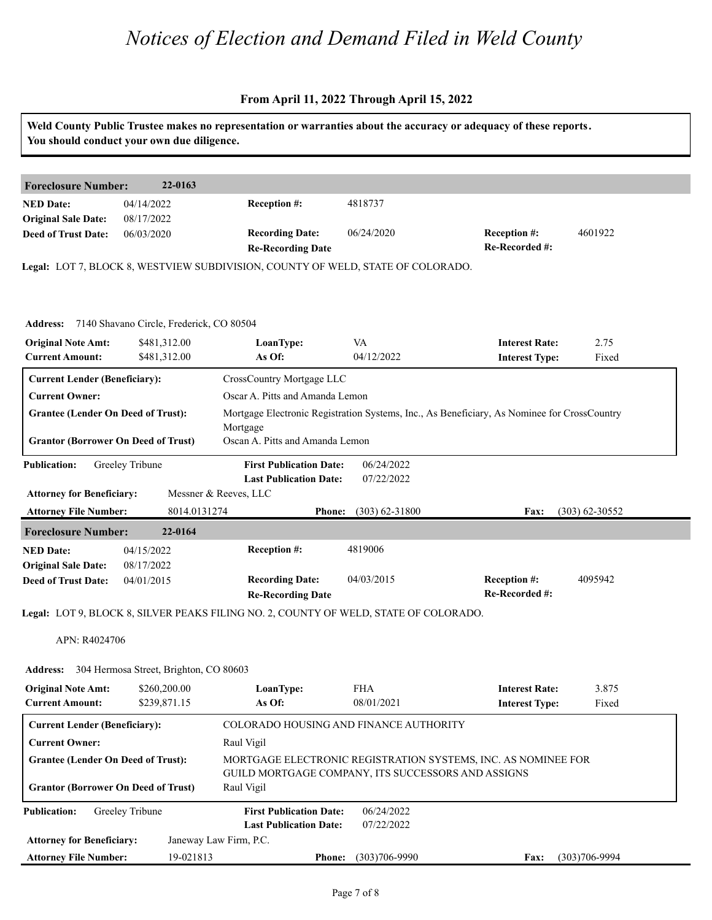# Notices of Election and Demand Filed in Weld County

**From April 11, 2022 Through April 15, 2022**

**Weld County Public Trustee makes no representation or warranties about the accuracy or adequacy of these reports. You should conduct your own due diligence.**

---

## Foreclosure Number: 22-0163

| | | | | | |
|---|---|---|---|---|---|
| **NED Date:** | 04/14/2022 | **Reception #:** | 4818737 | | |
| **Original Sale Date:** | 08/17/2022 | | | | |
| **Deed of Trust Date:** | 06/03/2020 | **Recording Date:** | 06/24/2020 | **Reception #:** | 4601922 |
| | | **Re-Recording Date** | | **Re-Recorded #:** | |

**Legal:** LOT 7, BLOCK 8, WESTVIEW SUBDIVISION, COUNTY OF WELD, STATE OF COLORADO.

**Address:** 7140 Shavano Circle, Frederick, CO 80504

| | | | | | |
|---|---|---|---|---|---|
| **Original Note Amt:** | $481,312.00 | **LoanType:** | VA | **Interest Rate:** | 2.75 |
| **Current Amount:** | $481,312.00 | **As Of:** | 04/12/2022 | **Interest Type:** | Fixed |

| | |
|---|---|
| **Current Lender (Beneficiary):** | CrossCountry Mortgage LLC |
| **Current Owner:** | Oscar A. Pitts and Amanda Lemon |
| **Grantee (Lender On Deed of Trust):** | Mortgage Electronic Registration Systems, Inc., As Beneficiary, As Nominee for CrossCountry Mortgage |
| **Grantor (Borrower On Deed of Trust)** | Oscan A. Pitts and Amanda Lemon |

| | | | |
|---|---|---|---|
| **Publication:** | Greeley Tribune | **First Publication Date:** | 06/24/2022 |
| | | **Last Publication Date:** | 07/22/2022 |

| | | | | | |
|---|---|---|---|---|---|
| **Attorney for Beneficiary:** | Messner & Reeves, LLC | | | | |
| **Attorney File Number:** | 8014.0131274 | **Phone:** | (303) 62-31800 | **Fax:** | (303) 62-30552 |

---

## Foreclosure Number: 22-0164

| | | | | | |
|---|---|---|---|---|---|
| **NED Date:** | 04/15/2022 | **Reception #:** | 4819006 | | |
| **Original Sale Date:** | 08/17/2022 | | | | |
| **Deed of Trust Date:** | 04/01/2015 | **Recording Date:** | 04/03/2015 | **Reception #:** | 4095942 |
| | | **Re-Recording Date** | | **Re-Recorded #:** | |

**Legal:** LOT 9, BLOCK 8, SILVER PEAKS FILING NO. 2, COUNTY OF WELD, STATE OF COLORADO.

APN: R4024706

**Address:** 304 Hermosa Street, Brighton, CO 80603

| | | | | | |
|---|---|---|---|---|---|
| **Original Note Amt:** | $260,200.00 | **LoanType:** | FHA | **Interest Rate:** | 3.875 |
| **Current Amount:** | $239,871.15 | **As Of:** | 08/01/2021 | **Interest Type:** | Fixed |

| | |
|---|---|
| **Current Lender (Beneficiary):** | COLORADO HOUSING AND FINANCE AUTHORITY |
| **Current Owner:** | Raul Vigil |
| **Grantee (Lender On Deed of Trust):** | MORTGAGE ELECTRONIC REGISTRATION SYSTEMS, INC. AS NOMINEE FOR GUILD MORTGAGE COMPANY, ITS SUCCESSORS AND ASSIGNS |
| **Grantor (Borrower On Deed of Trust)** | Raul Vigil |

| | | | |
|---|---|---|---|
| **Publication:** | Greeley Tribune | **First Publication Date:** | 06/24/2022 |
| | | **Last Publication Date:** | 07/22/2022 |

| | | | | | |
|---|---|---|---|---|---|
| **Attorney for Beneficiary:** | Janeway Law Firm, P.C. | | | | |
| **Attorney File Number:** | 19-021813 | **Phone:** | (303)706-9990 | **Fax:** | (303)706-9994 |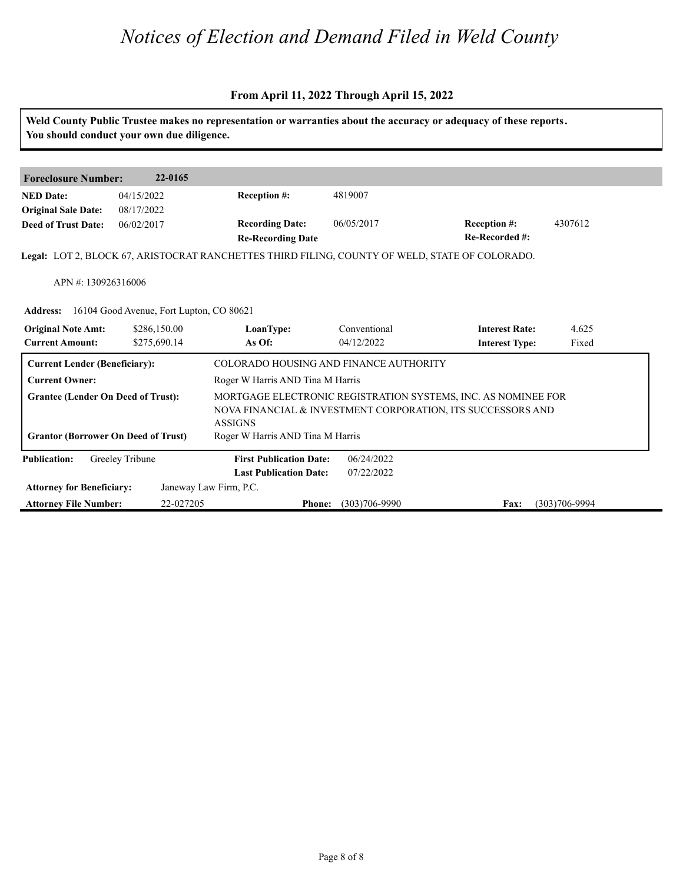# *Notices of Election and Demand Filed in Weld County*

**From April 11, 2022 Through April 15, 2022**

**Weld County Public Trustee makes no representation or warranties about the accuracy or adequacy of these reports. You should conduct your own due diligence.**

| **Foreclosure Number:** | **22-0165** | | | | |
|---|---|---|---|---|---|
| **NED Date:** | 04/15/2022 | **Reception #:** | 4819007 | | |
| **Original Sale Date:** | 08/17/2022 | | | | |
| **Deed of Trust Date:** | 06/02/2017 | **Recording Date:** | 06/05/2017 | **Reception #:** | 4307612 |
| | | **Re-Recording Date** | | **Re-Recorded #:** | |

**Legal:** LOT 2, BLOCK 67, ARISTOCRAT RANCHETTES THIRD FILING, COUNTY OF WELD, STATE OF COLORADO.

APN #: 130926316006

**Address:** 16104 Good Avenue, Fort Lupton, CO 80621

| | | | | | |
|---|---|---|---|---|---|
| **Original Note Amt:** | $286,150.00 | **LoanType:** | Conventional | **Interest Rate:** | 4.625 |
| **Current Amount:** | $275,690.14 | **As Of:** | 04/12/2022 | **Interest Type:** | Fixed |

| | |
|---|---|
| **Current Lender (Beneficiary):** | COLORADO HOUSING AND FINANCE AUTHORITY |
| **Current Owner:** | Roger W Harris AND Tina M Harris |
| **Grantee (Lender On Deed of Trust):** | MORTGAGE ELECTRONIC REGISTRATION SYSTEMS, INC. AS NOMINEE FOR NOVA FINANCIAL & INVESTMENT CORPORATION, ITS SUCCESSORS AND ASSIGNS |
| **Grantor (Borrower On Deed of Trust)** | Roger W Harris AND Tina M Harris |

| | | | | | |
|---|---|---|---|---|---|
| **Publication:** | Greeley Tribune | **First Publication Date:** | 06/24/2022 | | |
| | | **Last Publication Date:** | 07/22/2022 | | |
| **Attorney for Beneficiary:** | Janeway Law Firm, P.C. | | | | |
| **Attorney File Number:** | 22-027205 | **Phone:** | (303)706-9990 | **Fax:** | (303)706-9994 |